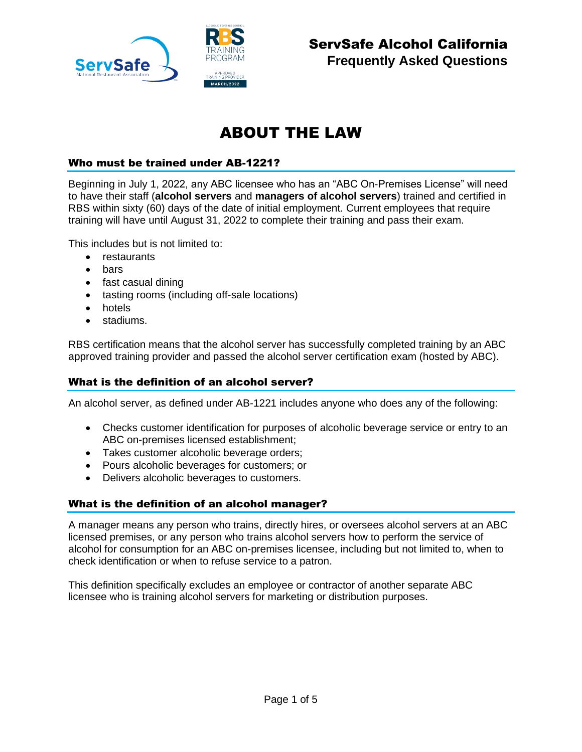# ServSafe Alcohol California
## Frequently Asked Questions

# ABOUT THE LAW

### Who must be trained under AB-1221?

Beginning in July 1, 2022, any ABC licensee who has an "ABC On-Premises License" will need to have their staff (**alcohol servers** and **managers of alcohol servers**) trained and certified in RBS within sixty (60) days of the date of initial employment. Current employees that require training will have until August 31, 2022 to complete their training and pass their exam.

This includes but is not limited to:

- restaurants
- bars
- fast casual dining
- tasting rooms (including off-sale locations)
- hotels
- stadiums.

RBS certification means that the alcohol server has successfully completed training by an ABC approved training provider and passed the alcohol server certification exam (hosted by ABC).

### What is the definition of an alcohol server?

An alcohol server, as defined under AB-1221 includes anyone who does any of the following:

- Checks customer identification for purposes of alcoholic beverage service or entry to an ABC on-premises licensed establishment;
- Takes customer alcoholic beverage orders;
- Pours alcoholic beverages for customers; or
- Delivers alcoholic beverages to customers.

### What is the definition of an alcohol manager?

A manager means any person who trains, directly hires, or oversees alcohol servers at an ABC licensed premises, or any person who trains alcohol servers how to perform the service of alcohol for consumption for an ABC on-premises licensee, including but not limited to, when to check identification or when to refuse service to a patron.

This definition specifically excludes an employee or contractor of another separate ABC licensee who is training alcohol servers for marketing or distribution purposes.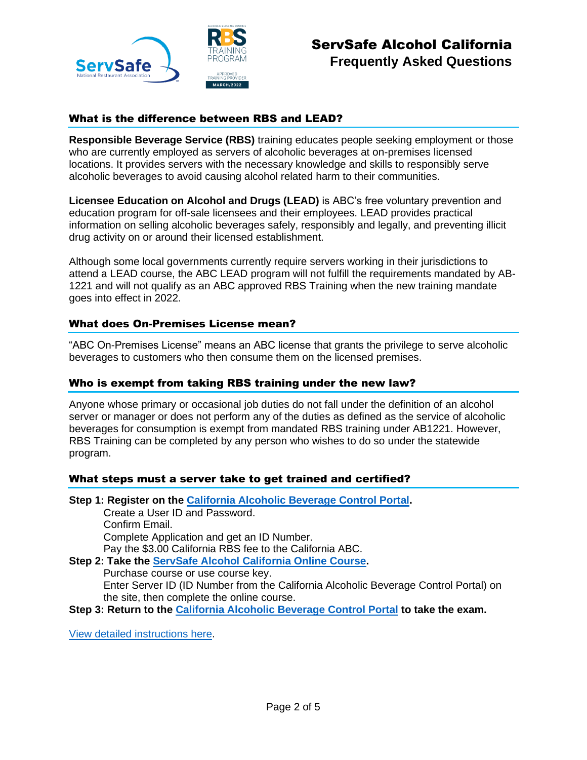# ServSafe Alcohol California
## Frequently Asked Questions

### What is the difference between RBS and LEAD?

**Responsible Beverage Service (RBS)** training educates people seeking employment or those who are currently employed as servers of alcoholic beverages at on-premises licensed locations. It provides servers with the necessary knowledge and skills to responsibly serve alcoholic beverages to avoid causing alcohol related harm to their communities.

**Licensee Education on Alcohol and Drugs (LEAD)** is ABC's free voluntary prevention and education program for off-sale licensees and their employees. LEAD provides practical information on selling alcoholic beverages safely, responsibly and legally, and preventing illicit drug activity on or around their licensed establishment.

Although some local governments currently require servers working in their jurisdictions to attend a LEAD course, the ABC LEAD program will not fulfill the requirements mandated by AB-1221 and will not qualify as an ABC approved RBS Training when the new training mandate goes into effect in 2022.

### What does On-Premises License mean?

"ABC On-Premises License" means an ABC license that grants the privilege to serve alcoholic beverages to customers who then consume them on the licensed premises.

### Who is exempt from taking RBS training under the new law?

Anyone whose primary or occasional job duties do not fall under the definition of an alcohol server or manager or does not perform any of the duties as defined as the service of alcoholic beverages for consumption is exempt from mandated RBS training under AB1221. However, RBS Training can be completed by any person who wishes to do so under the statewide program.

### What steps must a server take to get trained and certified?

**Step 1: Register on the California Alcoholic Beverage Control Portal.**
- Create a User ID and Password.
- Confirm Email.
- Complete Application and get an ID Number.
- Pay the $3.00 California RBS fee to the California ABC.

**Step 2: Take the ServSafe Alcohol California Online Course.**
- Purchase course or use course key.
- Enter Server ID (ID Number from the California Alcoholic Beverage Control Portal) on the site, then complete the online course.

**Step 3: Return to the California Alcoholic Beverage Control Portal to take the exam.**

View detailed instructions here.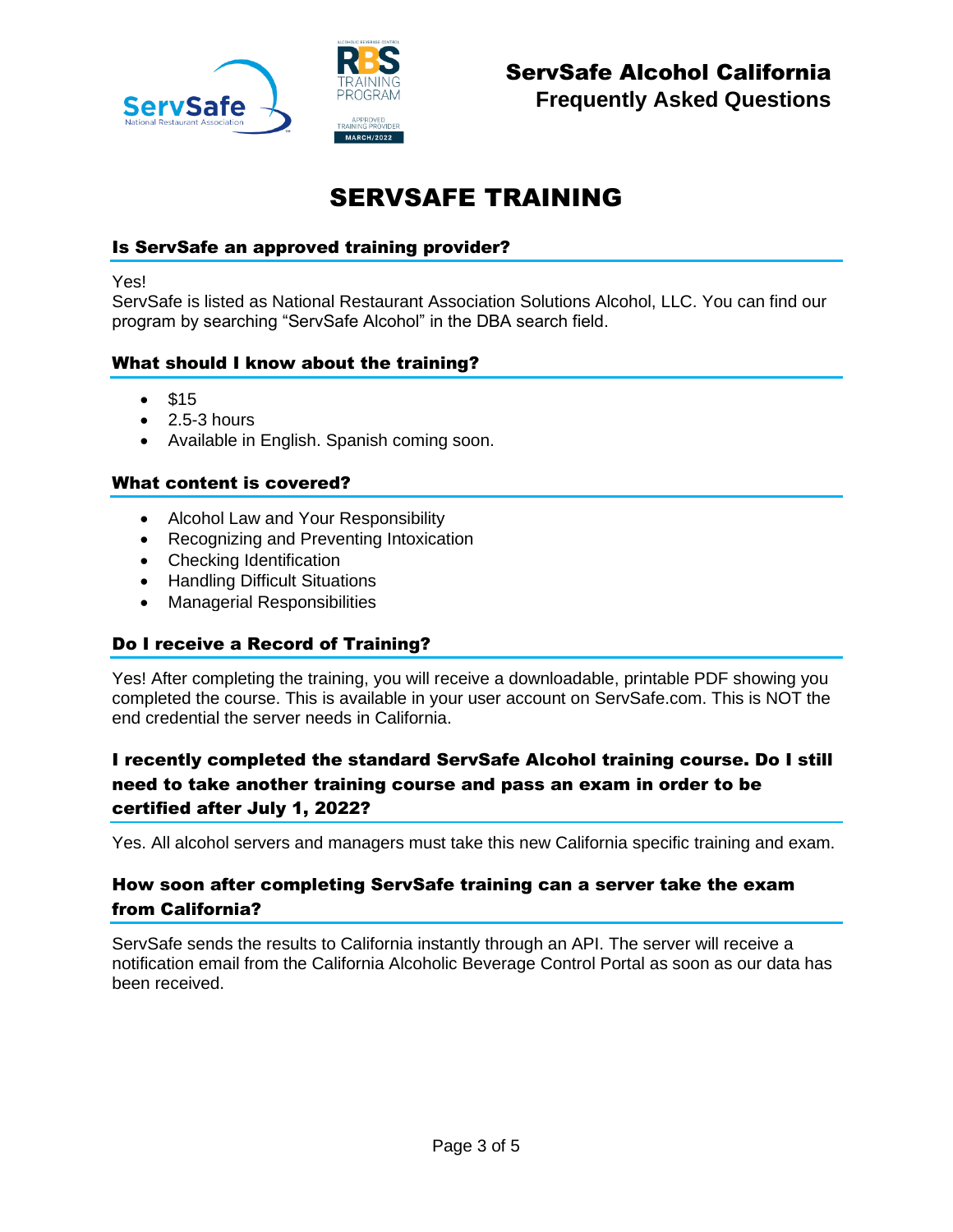# SERVSAFE TRAINING

### Is ServSafe an approved training provider?

Yes!
ServSafe is listed as National Restaurant Association Solutions Alcohol, LLC. You can find our program by searching "ServSafe Alcohol" in the DBA search field.

### What should I know about the training?

- $15
- 2.5-3 hours
- Available in English. Spanish coming soon.

### What content is covered?

- Alcohol Law and Your Responsibility
- Recognizing and Preventing Intoxication
- Checking Identification
- Handling Difficult Situations
- Managerial Responsibilities

### Do I receive a Record of Training?

Yes! After completing the training, you will receive a downloadable, printable PDF showing you completed the course. This is available in your user account on ServSafe.com. This is NOT the end credential the server needs in California.

### I recently completed the standard ServSafe Alcohol training course. Do I still need to take another training course and pass an exam in order to be certified after July 1, 2022?

Yes. All alcohol servers and managers must take this new California specific training and exam.

### How soon after completing ServSafe training can a server take the exam from California?

ServSafe sends the results to California instantly through an API. The server will receive a notification email from the California Alcoholic Beverage Control Portal as soon as our data has been received.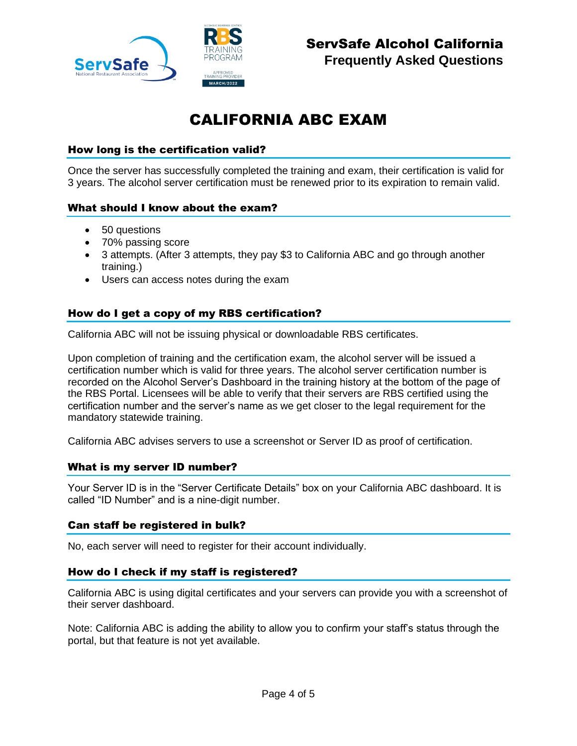# CALIFORNIA ABC EXAM

### How long is the certification valid?

Once the server has successfully completed the training and exam, their certification is valid for 3 years. The alcohol server certification must be renewed prior to its expiration to remain valid.

### What should I know about the exam?

- 50 questions
- 70% passing score
- 3 attempts. (After 3 attempts, they pay $3 to California ABC and go through another training.)
- Users can access notes during the exam

### How do I get a copy of my RBS certification?

California ABC will not be issuing physical or downloadable RBS certificates.

Upon completion of training and the certification exam, the alcohol server will be issued a certification number which is valid for three years. The alcohol server certification number is recorded on the Alcohol Server's Dashboard in the training history at the bottom of the page of the RBS Portal. Licensees will be able to verify that their servers are RBS certified using the certification number and the server's name as we get closer to the legal requirement for the mandatory statewide training.

California ABC advises servers to use a screenshot or Server ID as proof of certification.

### What is my server ID number?

Your Server ID is in the "Server Certificate Details" box on your California ABC dashboard. It is called "ID Number" and is a nine-digit number.

### Can staff be registered in bulk?

No, each server will need to register for their account individually.

### How do I check if my staff is registered?

California ABC is using digital certificates and your servers can provide you with a screenshot of their server dashboard.

Note: California ABC is adding the ability to allow you to confirm your staff's status through the portal, but that feature is not yet available.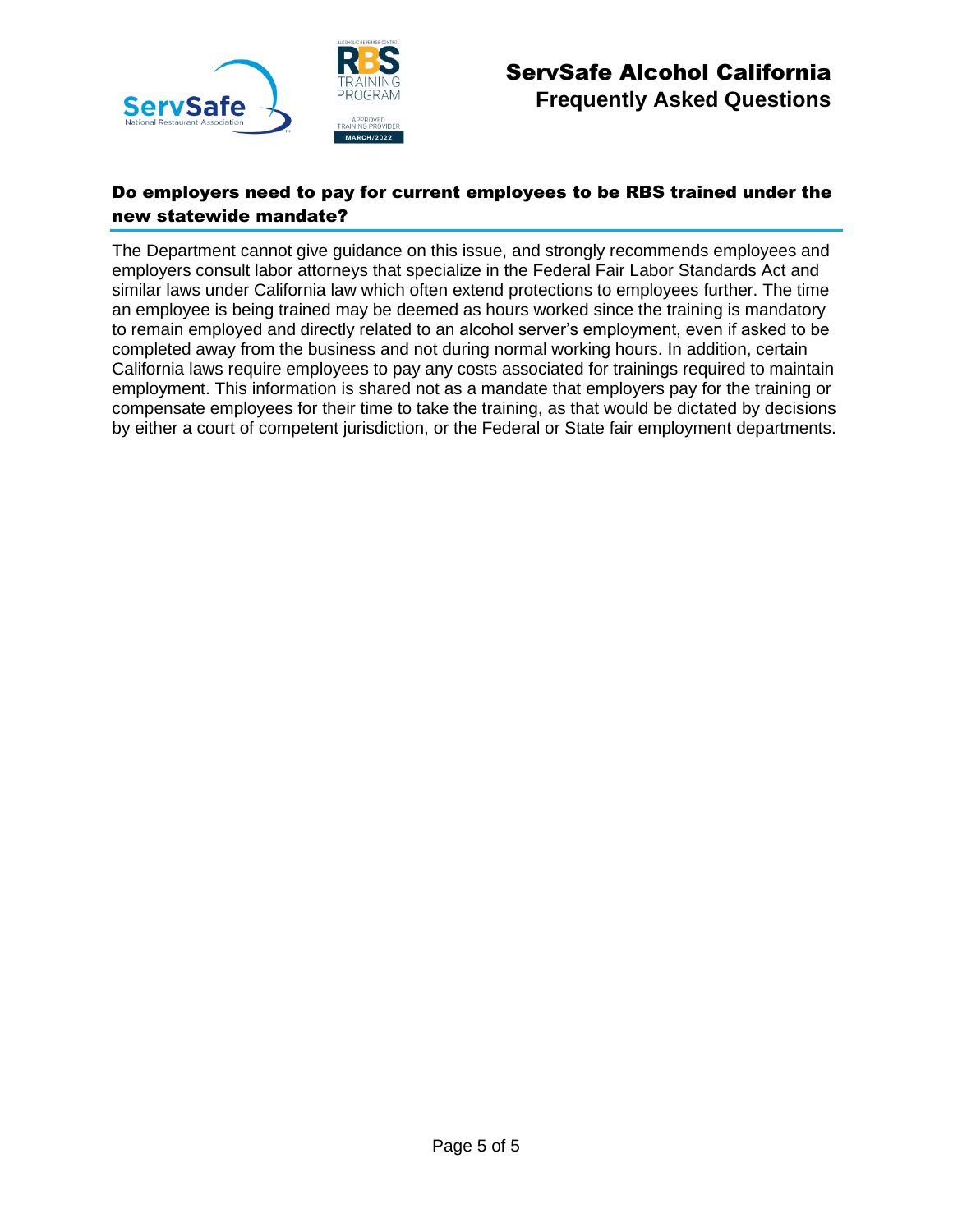## Do employers need to pay for current employees to be RBS trained under the new statewide mandate?

The Department cannot give guidance on this issue, and strongly recommends employees and employers consult labor attorneys that specialize in the Federal Fair Labor Standards Act and similar laws under California law which often extend protections to employees further. The time an employee is being trained may be deemed as hours worked since the training is mandatory to remain employed and directly related to an alcohol server's employment, even if asked to be completed away from the business and not during normal working hours. In addition, certain California laws require employees to pay any costs associated for trainings required to maintain employment. This information is shared not as a mandate that employers pay for the training or compensate employees for their time to take the training, as that would be dictated by decisions by either a court of competent jurisdiction, or the Federal or State fair employment departments.